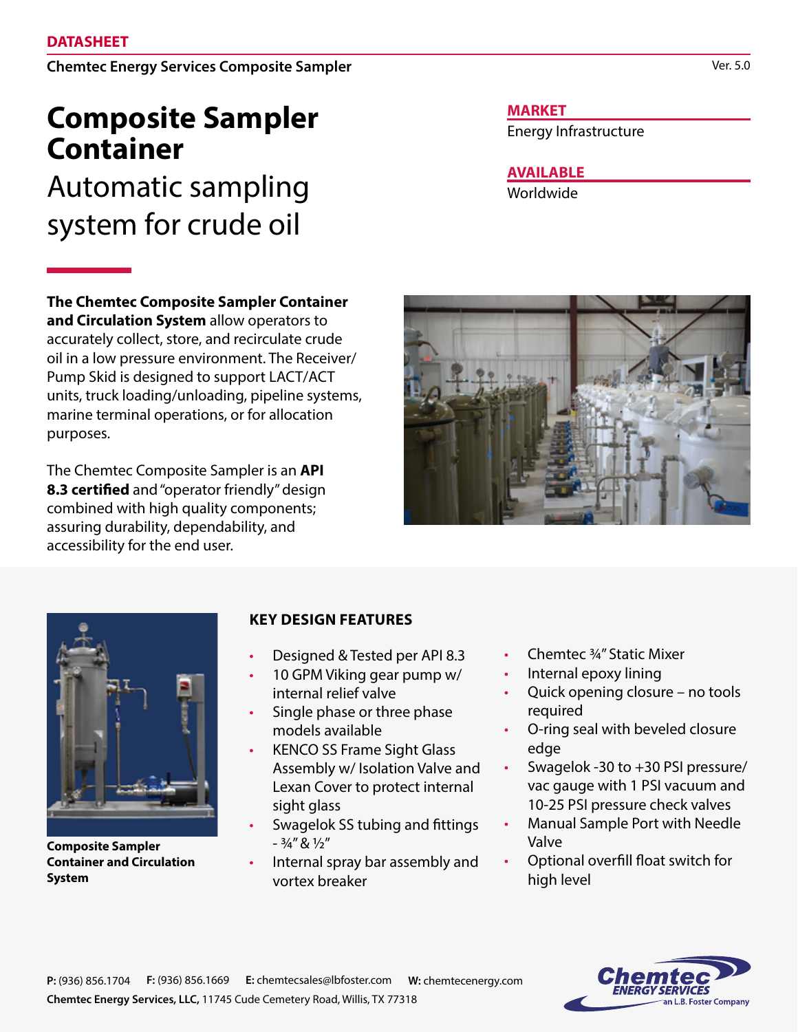**DATASHEET**

**Chemtec Energy Services Composite Sampler**

Ver. 5.0

# Composite Sampler Container

## Automatic sampling system for crude oil

**MARKET**

Energy Infrastructure

**AVAILABLE**

Worldwide

**The Chemtec Composite Sampler Container and Circulation System** allow operators to accurately collect, store, and recirculate crude oil in a low pressure environment. The Receiver/ Pump Skid is designed to support LACT/ACT units, truck loading/unloading, pipeline systems, marine terminal operations, or for allocation purposes.

The Chemtec Composite Sampler is an **API 8.3 certified** and "operator friendly" design combined with high quality components; assuring durability, dependability, and accessibility for the end user.

**Composite Sampler Container and Circulation System**

### KEY DESIGN FEATURES

- Designed & Tested per API 8.3
- 10 GPM Viking gear pump w/ internal relief valve
- Single phase or three phase models available
- KENCO SS Frame Sight Glass Assembly w/ Isolation Valve and Lexan Cover to protect internal sight glass
- Swagelok SS tubing and fittings - ¾" & ½"
- Internal spray bar assembly and vortex breaker
- Chemtec ¾" Static Mixer
- Internal epoxy lining
- Quick opening closure – no tools required
- O-ring seal with beveled closure edge
- Swagelok -30 to +30 PSI pressure/ vac gauge with 1 PSI vacuum and 10-25 PSI pressure check valves
- Manual Sample Port with Needle Valve
- Optional overfill float switch for high level

**P:** (936) 856.1704 **F:** (936) 856.1669 **E:** chemtecsales@lbfoster.com **W:** chemtecenergy.com

**Chemtec Energy Services, LLC,** 11745 Cude Cemetery Road, Willis, TX 77318

Chemtec ENERGY SERVICES an L.B. Foster Company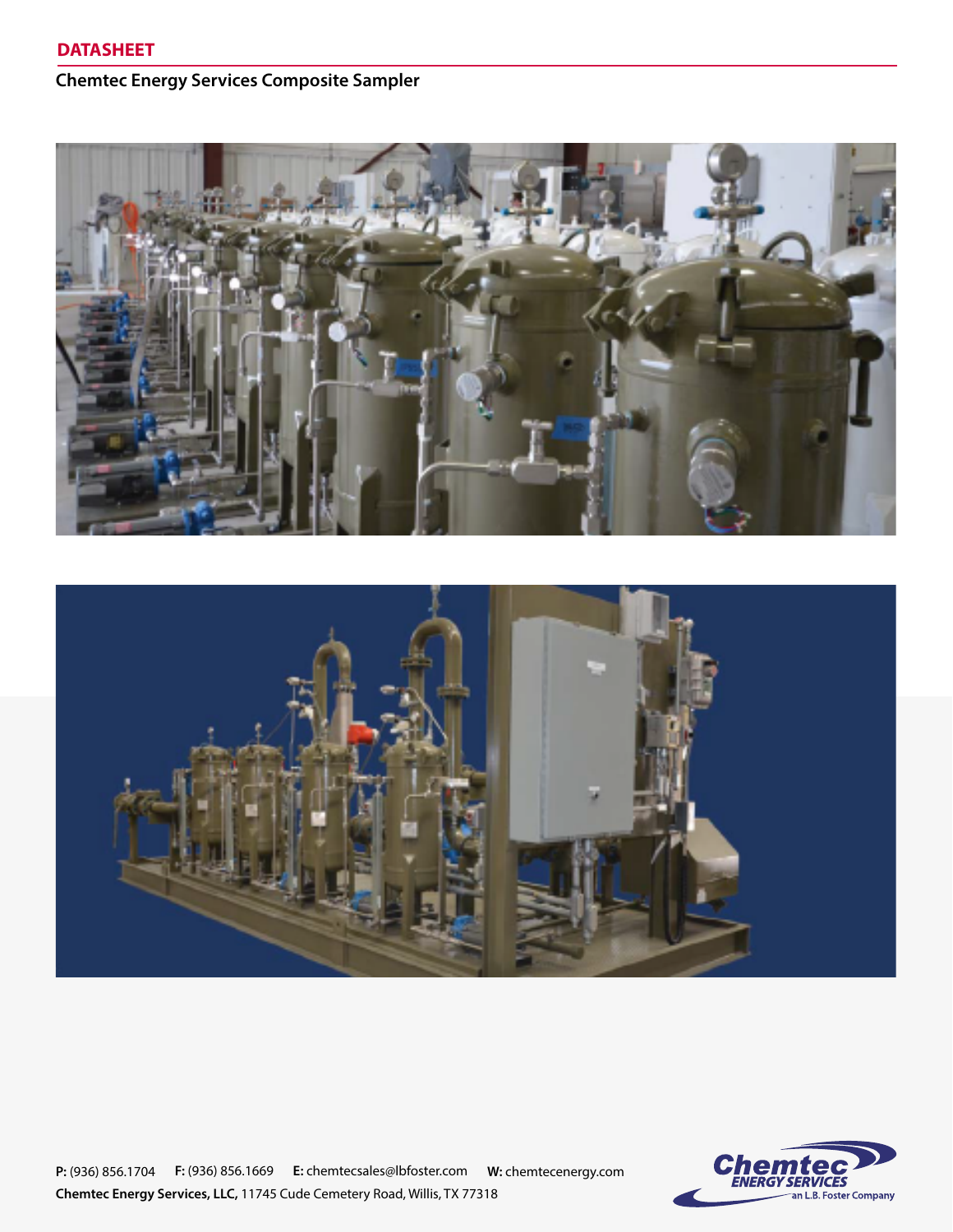**DATASHEET**

## Chemtec Energy Services Composite Sampler

**P:** (936) 856.1704 **F:** (936) 856.1669 **E:** chemtecsales@lbfoster.com **W:** chemtecenergy.com

**Chemtec Energy Services, LLC,** 11745 Cude Cemetery Road, Willis, TX 77318